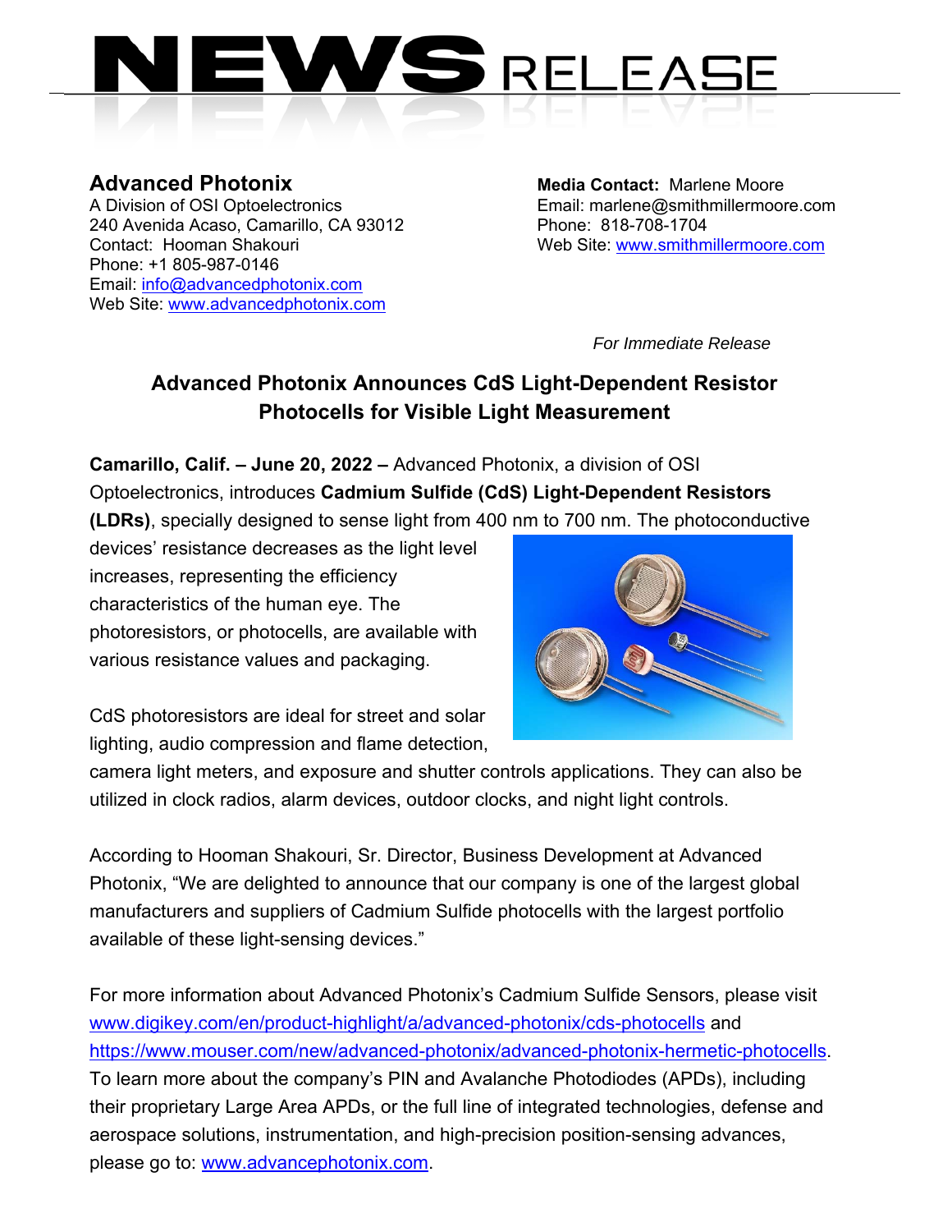# NEWS RELEASE

**Advanced Photonix**
A Division of OSI Optoelectronics
240 Avenida Acaso, Camarillo, CA 93012
Contact: Hooman Shakouri
Phone: +1 805-987-0146
Email: info@advancedphotonix.com
Web Site: www.advancedphotonix.com

**Media Contact:** Marlene Moore
Email: marlene@smithmillermoore.com
Phone: 818-708-1704
Web Site: www.smithmillermoore.com

*For Immediate Release*

## Advanced Photonix Announces CdS Light-Dependent Resistor Photocells for Visible Light Measurement

**Camarillo, Calif. – June 20, 2022 –** Advanced Photonix, a division of OSI Optoelectronics, introduces **Cadmium Sulfide (CdS) Light-Dependent Resistors (LDRs)**, specially designed to sense light from 400 nm to 700 nm. The photoconductive devices' resistance decreases as the light level increases, representing the efficiency characteristics of the human eye. The photoresistors, or photocells, are available with various resistance values and packaging.

CdS photoresistors are ideal for street and solar lighting, audio compression and flame detection, camera light meters, and exposure and shutter controls applications. They can also be utilized in clock radios, alarm devices, outdoor clocks, and night light controls.

According to Hooman Shakouri, Sr. Director, Business Development at Advanced Photonix, "We are delighted to announce that our company is one of the largest global manufacturers and suppliers of Cadmium Sulfide photocells with the largest portfolio available of these light-sensing devices."

For more information about Advanced Photonix's Cadmium Sulfide Sensors, please visit www.digikey.com/en/product-highlight/a/advanced-photonix/cds-photocells and https://www.mouser.com/new/advanced-photonix/advanced-photonix-hermetic-photocells. To learn more about the company's PIN and Avalanche Photodiodes (APDs), including their proprietary Large Area APDs, or the full line of integrated technologies, defense and aerospace solutions, instrumentation, and high-precision position-sensing advances, please go to: www.advancephotonix.com.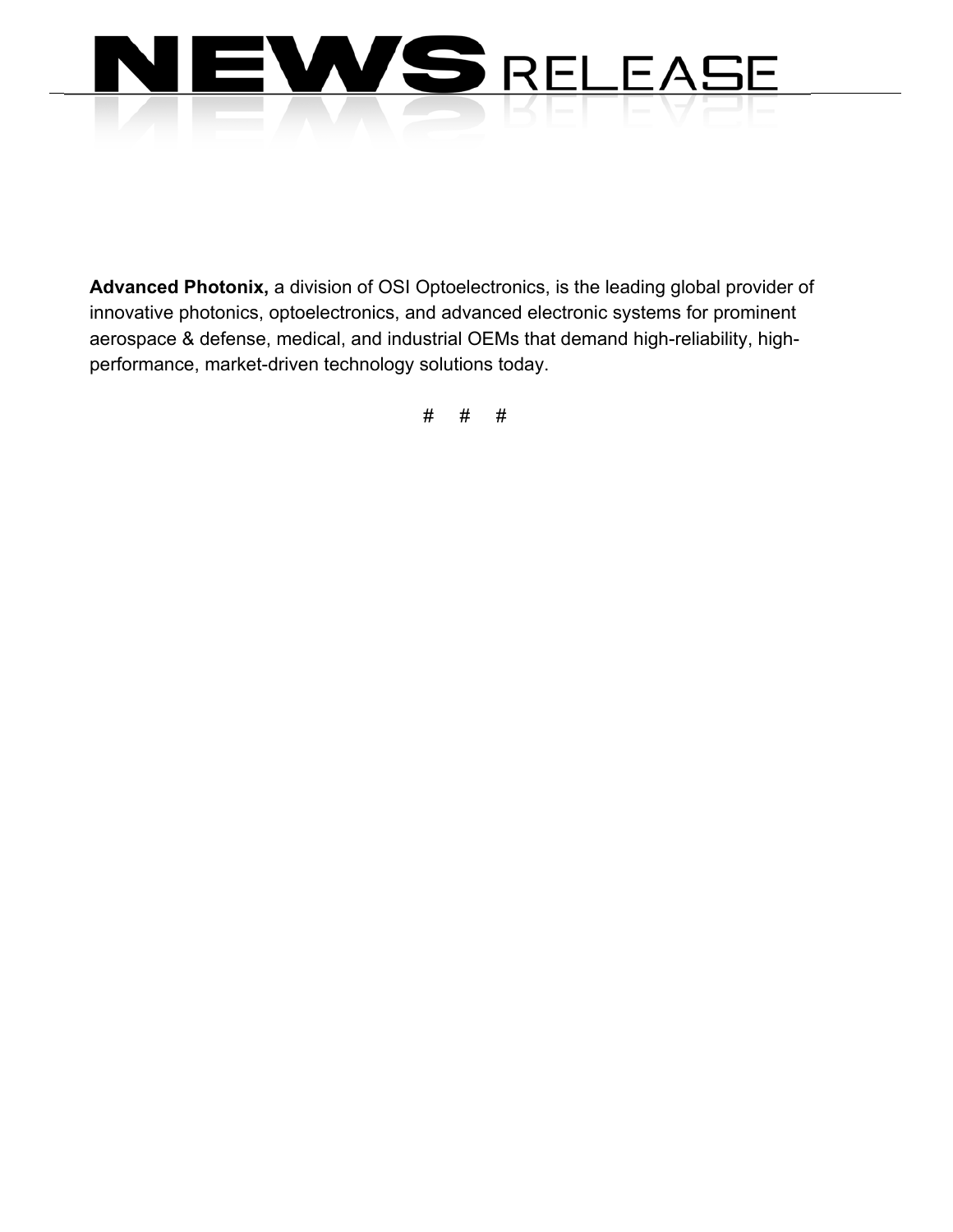**Advanced Photonix,** a division of OSI Optoelectronics, is the leading global provider of innovative photonics, optoelectronics, and advanced electronic systems for prominent aerospace & defense, medical, and industrial OEMs that demand high-reliability, high-performance, market-driven technology solutions today.

# # #